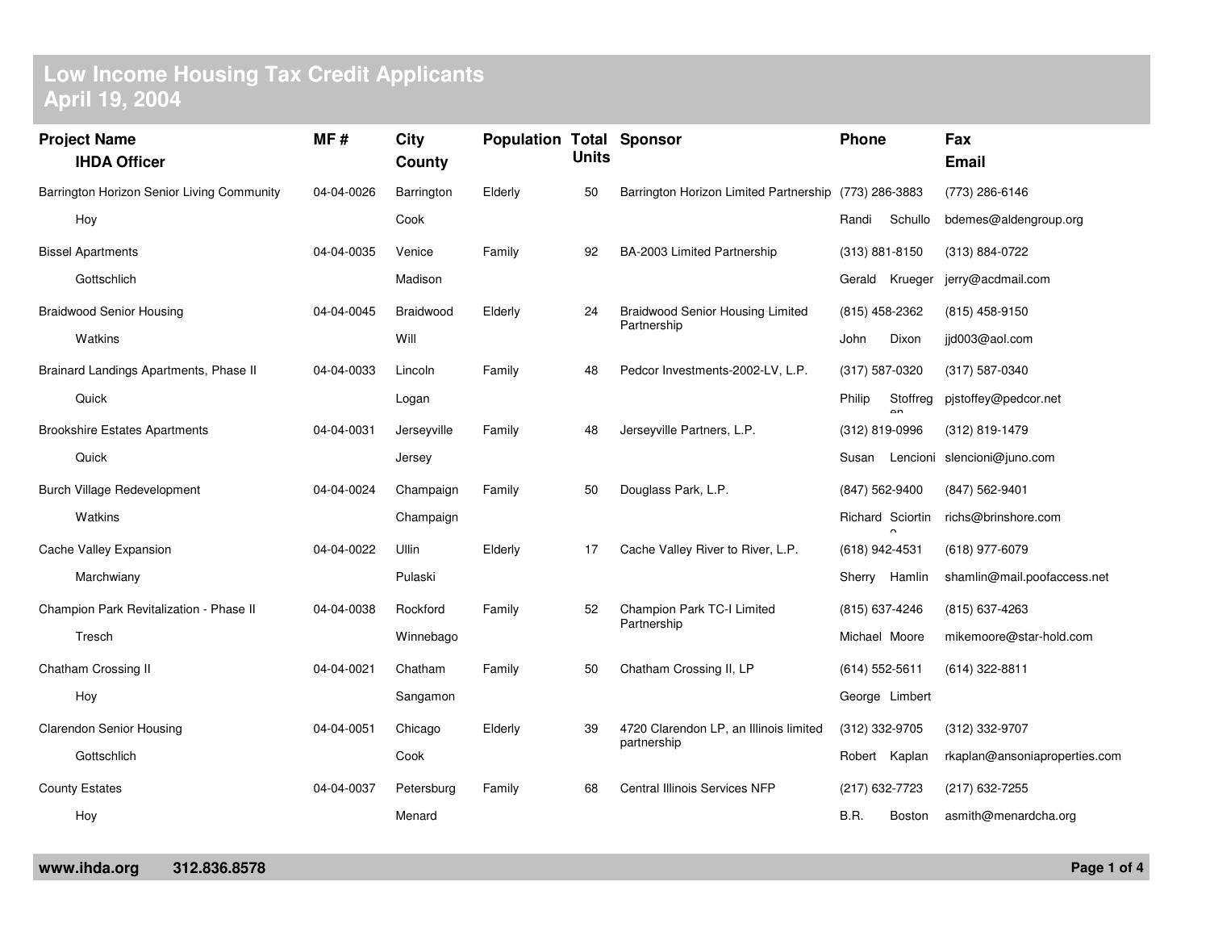# Low Income Housing Tax Credit Applicants
## April 19, 2004

| Project Name / IHDA Officer | MF # | City / County | Population | Total Units | Sponsor | Phone | Fax / Email |
|---|---|---|---|---|---|---|---|
| Barrington Horizon Senior Living Community<br>Hoy | 04-04-0026 | Barrington<br>Cook | Elderly | 50 | Barrington Horizon Limited Partnership | (773) 286-3883<br>Randi Schullo | (773) 286-6146<br>bdemes@aldengroup.org |
| Bissel Apartments<br>Gottschlich | 04-04-0035 | Venice<br>Madison | Family | 92 | BA-2003 Limited Partnership | (313) 881-8150<br>Gerald Krueger | (313) 884-0722<br>jerry@acdmail.com |
| Braidwood Senior Housing<br>Watkins | 04-04-0045 | Braidwood<br>Will | Elderly | 24 | Braidwood Senior Housing Limited Partnership | (815) 458-2362<br>John Dixon | (815) 458-9150<br>jjd003@aol.com |
| Brainard Landings Apartments, Phase II<br>Quick | 04-04-0033 | Lincoln<br>Logan | Family | 48 | Pedcor Investments-2002-LV, L.P. | (317) 587-0320<br>Philip Stoffregen | (317) 587-0340<br>pjstoffey@pedcor.net |
| Brookshire Estates Apartments<br>Quick | 04-04-0031 | Jerseyville<br>Jersey | Family | 48 | Jerseyville Partners, L.P. | (312) 819-0996<br>Susan Lencioni | (312) 819-1479<br>slencioni@juno.com |
| Burch Village Redevelopment<br>Watkins | 04-04-0024 | Champaign<br>Champaign | Family | 50 | Douglass Park, L.P. | (847) 562-9400<br>Richard Sciortino | (847) 562-9401<br>richs@brinshore.com |
| Cache Valley Expansion<br>Marchwiany | 04-04-0022 | Ullin<br>Pulaski | Elderly | 17 | Cache Valley River to River, L.P. | (618) 942-4531<br>Sherry Hamlin | (618) 977-6079<br>shamlin@mail.poofaccess.net |
| Champion Park Revitalization - Phase II<br>Tresch | 04-04-0038 | Rockford<br>Winnebago | Family | 52 | Champion Park TC-I Limited Partnership | (815) 637-4246<br>Michael Moore | (815) 637-4263<br>mikemoore@star-hold.com |
| Chatham Crossing II<br>Hoy | 04-04-0021 | Chatham<br>Sangamon | Family | 50 | Chatham Crossing II, LP | (614) 552-5611<br>George Limbert | (614) 322-8811 |
| Clarendon Senior Housing<br>Gottschlich | 04-04-0051 | Chicago<br>Cook | Elderly | 39 | 4720 Clarendon LP, an Illinois limited partnership | (312) 332-9705<br>Robert Kaplan | (312) 332-9707<br>rkaplan@ansoniaproperties.com |
| County Estates<br>Hoy | 04-04-0037 | Petersburg<br>Menard | Family | 68 | Central Illinois Services NFP | (217) 632-7723<br>B.R. Boston | (217) 632-7255<br>asmith@menardcha.org |

www.ihda.org 312.836.8578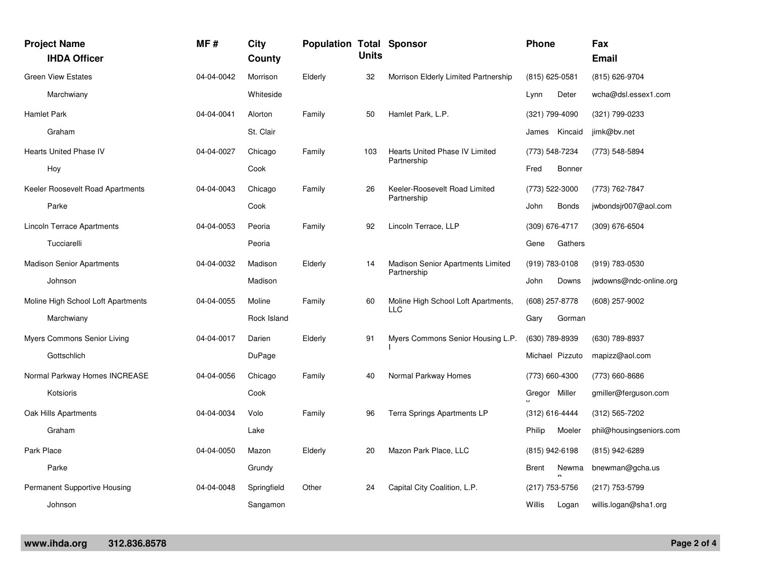| Project Name<br>IHDA Officer | MF # | City<br>County | Population | Total Units | Sponsor | Phone | Fax<br>Email |
|---|---|---|---|---|---|---|---|
| Green View Estates<br>Marchwiany | 04-04-0042 | Morrison<br>Whiteside | Elderly | 32 | Morrison Elderly Limited Partnership | (815) 625-0581<br>Lynn Deter | (815) 626-9704<br>wcha@dsl.essex1.com |
| Hamlet Park<br>Graham | 04-04-0041 | Alorton<br>St. Clair | Family | 50 | Hamlet Park, L.P. | (321) 799-4090<br>James Kincaid | (321) 799-0233<br>jimk@bv.net |
| Hearts United Phase IV<br>Hoy | 04-04-0027 | Chicago<br>Cook | Family | 103 | Hearts United Phase IV Limited Partnership | (773) 548-7234<br>Fred Bonner | (773) 548-5894 |
| Keeler Roosevelt Road Apartments<br>Parke | 04-04-0043 | Chicago<br>Cook | Family | 26 | Keeler-Roosevelt Road Limited Partnership | (773) 522-3000<br>John Bonds | (773) 762-7847<br>jwbondsjr007@aol.com |
| Lincoln Terrace Apartments<br>Tucciarelli | 04-04-0053 | Peoria<br>Peoria | Family | 92 | Lincoln Terrace, LLP | (309) 676-4717<br>Gene Gathers | (309) 676-6504 |
| Madison Senior Apartments<br>Johnson | 04-04-0032 | Madison<br>Madison | Elderly | 14 | Madison Senior Apartments Limited Partnership | (919) 783-0108<br>John Downs | (919) 783-0530<br>jwdowns@ndc-online.org |
| Moline High School Loft Apartments<br>Marchwiany | 04-04-0055 | Moline<br>Rock Island | Family | 60 | Moline High School Loft Apartments, LLC | (608) 257-8778<br>Gary Gorman | (608) 257-9002 |
| Myers Commons Senior Living<br>Gottschlich | 04-04-0017 | Darien<br>DuPage | Elderly | 91 | Myers Commons Senior Housing L.P. I | (630) 789-8939<br>Michael Pizzuto | (630) 789-8937<br>mapizz@aol.com |
| Normal Parkway Homes INCREASE<br>Kotsioris | 04-04-0056 | Chicago<br>Cook | Family | 40 | Normal Parkway Homes | (773) 660-4300<br>Gregory Miller | (773) 660-8686<br>gmiller@ferguson.com |
| Oak Hills Apartments<br>Graham | 04-04-0034 | Volo<br>Lake | Family | 96 | Terra Springs Apartments LP | (312) 616-4444<br>Philip Moeler | (312) 565-7202<br>phil@housingseniors.com |
| Park Place<br>Parke | 04-04-0050 | Mazon<br>Grundy | Elderly | 20 | Mazon Park Place, LLC | (815) 942-6198<br>Brent Newman | (815) 942-6289<br>bnewman@gcha.us |
| Permanent Supportive Housing<br>Johnson | 04-04-0048 | Springfield<br>Sangamon | Other | 24 | Capital City Coalition, L.P. | (217) 753-5756<br>Willis Logan | (217) 753-5799<br>willis.logan@sha1.org |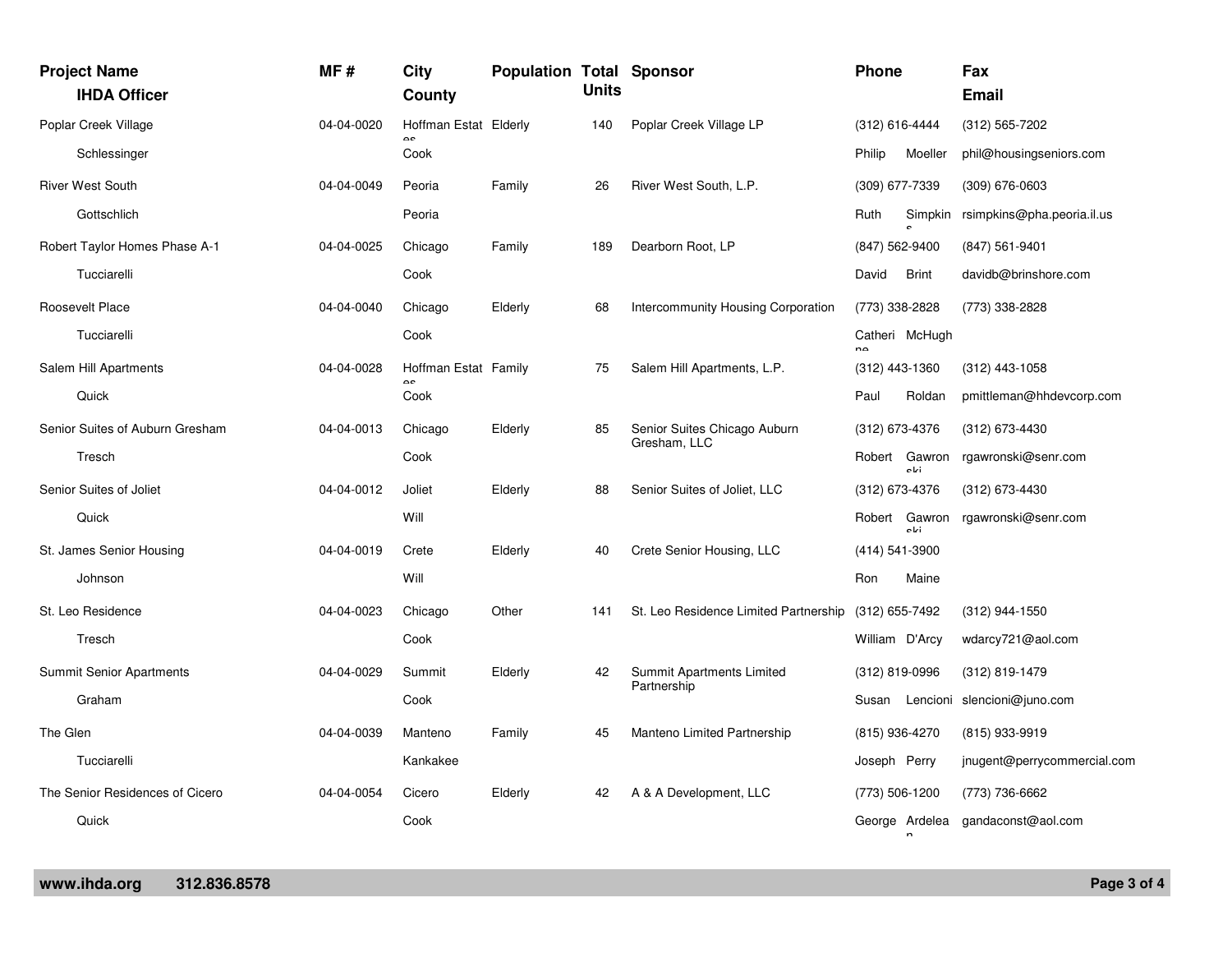| Project Name<br>IHDA Officer | MF # | City<br>County | Population | Total Units | Sponsor | Phone | Fax<br>Email |
|---|---|---|---|---|---|---|---|
| Poplar Creek Village<br>Schlessinger | 04-04-0020 | Hoffman Estates<br>Cook | Elderly | 140 | Poplar Creek Village LP | (312) 616-4444<br>Philip Moeller | (312) 565-7202<br>phil@housingseniors.com |
| River West South<br>Gottschlich | 04-04-0049 | Peoria<br>Peoria | Family | 26 | River West South, L.P. | (309) 677-7339<br>Ruth Simpkins | (309) 676-0603<br>rsimpkins@pha.peoria.il.us |
| Robert Taylor Homes Phase A-1<br>Tucciarelli | 04-04-0025 | Chicago<br>Cook | Family | 189 | Dearborn Root, LP | (847) 562-9400<br>David Brint | (847) 561-9401<br>davidb@brinshore.com |
| Roosevelt Place<br>Tucciarelli | 04-04-0040 | Chicago<br>Cook | Elderly | 68 | Intercommunity Housing Corporation | (773) 338-2828<br>Catherine McHugh | (773) 338-2828 |
| Salem Hill Apartments<br>Quick | 04-04-0028 | Hoffman Estates<br>Cook | Family | 75 | Salem Hill Apartments, L.P. | (312) 443-1360<br>Paul Roldan | (312) 443-1058<br>pmittleman@hhdevcorp.com |
| Senior Suites of Auburn Gresham<br>Tresch | 04-04-0013 | Chicago<br>Cook | Elderly | 85 | Senior Suites Chicago Auburn Gresham, LLC | (312) 673-4376<br>Robert Gawronski | (312) 673-4430<br>rgawronski@senr.com |
| Senior Suites of Joliet<br>Quick | 04-04-0012 | Joliet<br>Will | Elderly | 88 | Senior Suites of Joliet, LLC | (312) 673-4376<br>Robert Gawronski | (312) 673-4430<br>rgawronski@senr.com |
| St. James Senior Housing<br>Johnson | 04-04-0019 | Crete<br>Will | Elderly | 40 | Crete Senior Housing, LLC | (414) 541-3900<br>Ron Maine | |
| St. Leo Residence<br>Tresch | 04-04-0023 | Chicago<br>Cook | Other | 141 | St. Leo Residence Limited Partnership | (312) 655-7492<br>William D'Arcy | (312) 944-1550<br>wdarcy721@aol.com |
| Summit Senior Apartments<br>Graham | 04-04-0029 | Summit<br>Cook | Elderly | 42 | Summit Apartments Limited Partnership | (312) 819-0996<br>Susan Lencioni | (312) 819-1479<br>slencioni@juno.com |
| The Glen<br>Tucciarelli | 04-04-0039 | Manteno<br>Kankakee | Family | 45 | Manteno Limited Partnership | (815) 936-4270<br>Joseph Perry | (815) 933-9919<br>jnugent@perrycommercial.com |
| The Senior Residences of Cicero<br>Quick | 04-04-0054 | Cicero<br>Cook | Elderly | 42 | A & A Development, LLC | (773) 506-1200<br>George Ardelean | (773) 736-6662<br>gandaconst@aol.com |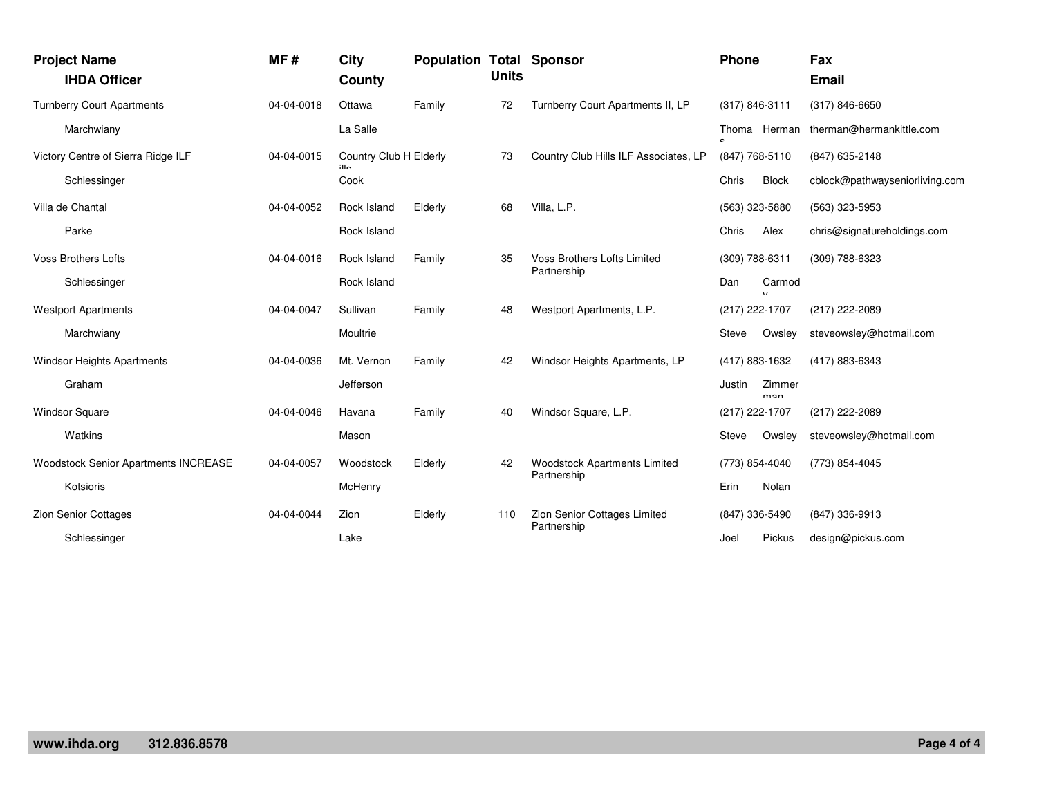| Project Name<br>IHDA Officer | MF # | City<br>County | Population | Total Units | Sponsor | Phone | Fax<br>Email |
|---|---|---|---|---|---|---|---|
| Turnberry Court Apartments<br>Marchwiany | 04-04-0018 | Ottawa<br>La Salle | Family | 72 | Turnberry Court Apartments II, LP | (317) 846-3111<br>Thomas Herman | (317) 846-6650<br>therman@hermankittle.com |
| Victory Centre of Sierra Ridge ILF<br>Schlessinger | 04-04-0015 | Country Club Hills<br>Cook | Elderly | 73 | Country Club Hills ILF Associates, LP | (847) 768-5110<br>Chris Block | (847) 635-2148<br>cblock@pathwayseniorliving.com |
| Villa de Chantal<br>Parke | 04-04-0052 | Rock Island<br>Rock Island | Elderly | 68 | Villa, L.P. | (563) 323-5880<br>Chris Alex | (563) 323-5953<br>chris@signatureholdings.com |
| Voss Brothers Lofts<br>Schlessinger | 04-04-0016 | Rock Island<br>Rock Island | Family | 35 | Voss Brothers Lofts Limited Partnership | (309) 788-6311<br>Dan Carmody | (309) 788-6323 |
| Westport Apartments<br>Marchwiany | 04-04-0047 | Sullivan<br>Moultrie | Family | 48 | Westport Apartments, L.P. | (217) 222-1707<br>Steve Owsley | (217) 222-2089<br>steveowsley@hotmail.com |
| Windsor Heights Apartments<br>Graham | 04-04-0036 | Mt. Vernon<br>Jefferson | Family | 42 | Windsor Heights Apartments, LP | (417) 883-1632<br>Justin Zimmerman | (417) 883-6343 |
| Windsor Square<br>Watkins | 04-04-0046 | Havana<br>Mason | Family | 40 | Windsor Square, L.P. | (217) 222-1707<br>Steve Owsley | (217) 222-2089<br>steveowsley@hotmail.com |
| Woodstock Senior Apartments INCREASE<br>Kotsioris | 04-04-0057 | Woodstock<br>McHenry | Elderly | 42 | Woodstock Apartments Limited Partnership | (773) 854-4040<br>Erin Nolan | (773) 854-4045 |
| Zion Senior Cottages<br>Schlessinger | 04-04-0044 | Zion<br>Lake | Elderly | 110 | Zion Senior Cottages Limited Partnership | (847) 336-5490<br>Joel Pickus | (847) 336-9913<br>design@pickus.com |

www.ihda.org 312.836.8578